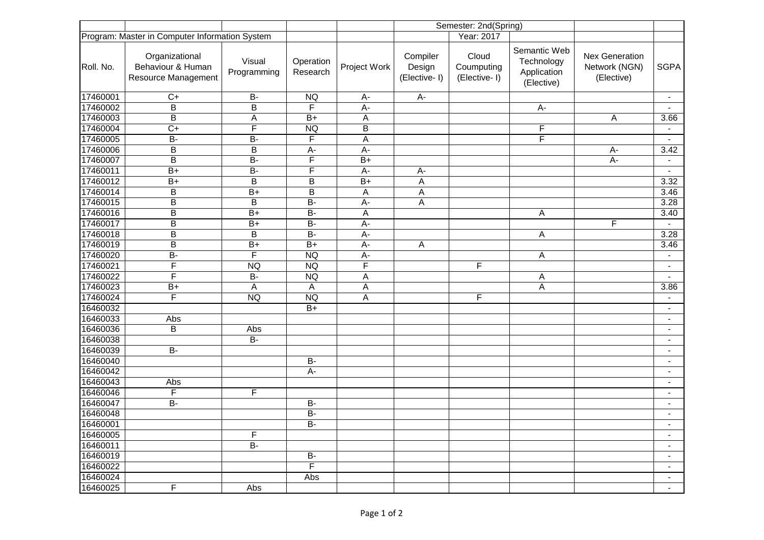| | | | | | Semester: 2nd(Spring) | | | | |
|---|---|---|---|---|---|---|---|---|---|
| Program: Master in Computer Information System | | | | | | Year: 2017 | | | |
| Roll. No. | Organizational Behaviour & Human Resource Management | Visual Programming | Operation Research | Project Work | Compiler Design (Elective- I) | Cloud Coumputing (Elective- I) | Semantic Web Technology Application (Elective) | Nex Generation Network (NGN) (Elective) | SGPA |
| 17460001 | C+ | B- | NQ | A- | A- | | | | - |
| 17460002 | B | B | F | A- | | | A- | | - |
| 17460003 | B | A | B+ | A | | | | A | 3.66 |
| 17460004 | C+ | F | NQ | B | | | F | | - |
| 17460005 | B- | B- | F | A | | | F | | - |
| 17460006 | B | B | A- | A- | | | | A- | 3.42 |
| 17460007 | B | B- | F | B+ | | | | A- | - |
| 17460011 | B+ | B- | F | A- | A- | | | | - |
| 17460012 | B+ | B | B | B+ | A | | | | 3.32 |
| 17460014 | B | B+ | B | A | A | | | | 3.46 |
| 17460015 | B | B | B- | A- | A | | | | 3.28 |
| 17460016 | B | B+ | B- | A | | | A | | 3.40 |
| 17460017 | B | B+ | B- | A- | | | | F | - |
| 17460018 | B | B | B- | A- | | | A | | 3.28 |
| 17460019 | B | B+ | B+ | A- | A | | | | 3.46 |
| 17460020 | B- | F | NQ | A- | | | A | | - |
| 17460021 | F | NQ | NQ | F | | F | | | - |
| 17460022 | F | B- | NQ | A | | | A | | - |
| 17460023 | B+ | A | A | A | | | A | | 3.86 |
| 17460024 | F | NQ | NQ | A | | F | | | - |
| 16460032 | | | B+ | | | | | | - |
| 16460033 | Abs | | | | | | | | - |
| 16460036 | B | Abs | | | | | | | - |
| 16460038 | | B- | | | | | | | - |
| 16460039 | B- | | | | | | | | - |
| 16460040 | | | B- | | | | | | - |
| 16460042 | | | A- | | | | | | - |
| 16460043 | Abs | | | | | | | | - |
| 16460046 | F | F | | | | | | | - |
| 16460047 | B- | | B- | | | | | | - |
| 16460048 | | | B- | | | | | | - |
| 16460001 | | | B- | | | | | | - |
| 16460005 | | F | | | | | | | - |
| 16460011 | | B- | | | | | | | - |
| 16460019 | | | B- | | | | | | - |
| 16460022 | | | F | | | | | | - |
| 16460024 | | | Abs | | | | | | - |
| 16460025 | F | Abs | | | | | | | - |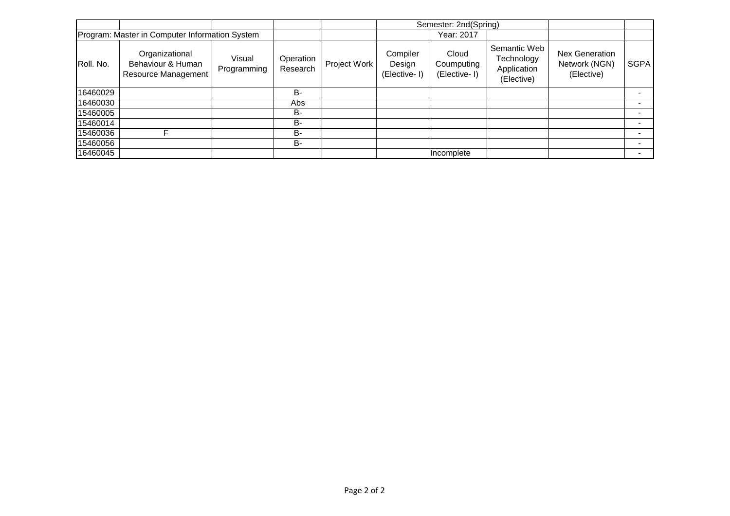| | | | | | | Semester: 2nd(Spring) | | | |
|---|---|---|---|---|---|---|---|---|---|
| Program: Master in Computer Information System | | | | | | Year: 2017 | | | |
| Roll. No. | Organizational Behaviour & Human Resource Management | Visual Programming | Operation Research | Project Work | Compiler Design (Elective- I) | Cloud Coumputing (Elective- I) | Semantic Web Technology Application (Elective) | Nex Generation Network (NGN) (Elective) | SGPA |
| 16460029 | | | B- | | | | | | - |
| 16460030 | | | Abs | | | | | | - |
| 15460005 | | | B- | | | | | | - |
| 15460014 | | | B- | | | | | | - |
| 15460036 | F | | B- | | | | | | - |
| 15460056 | | | B- | | | | | | - |
| 16460045 | | | | | | Incomplete | | | - |